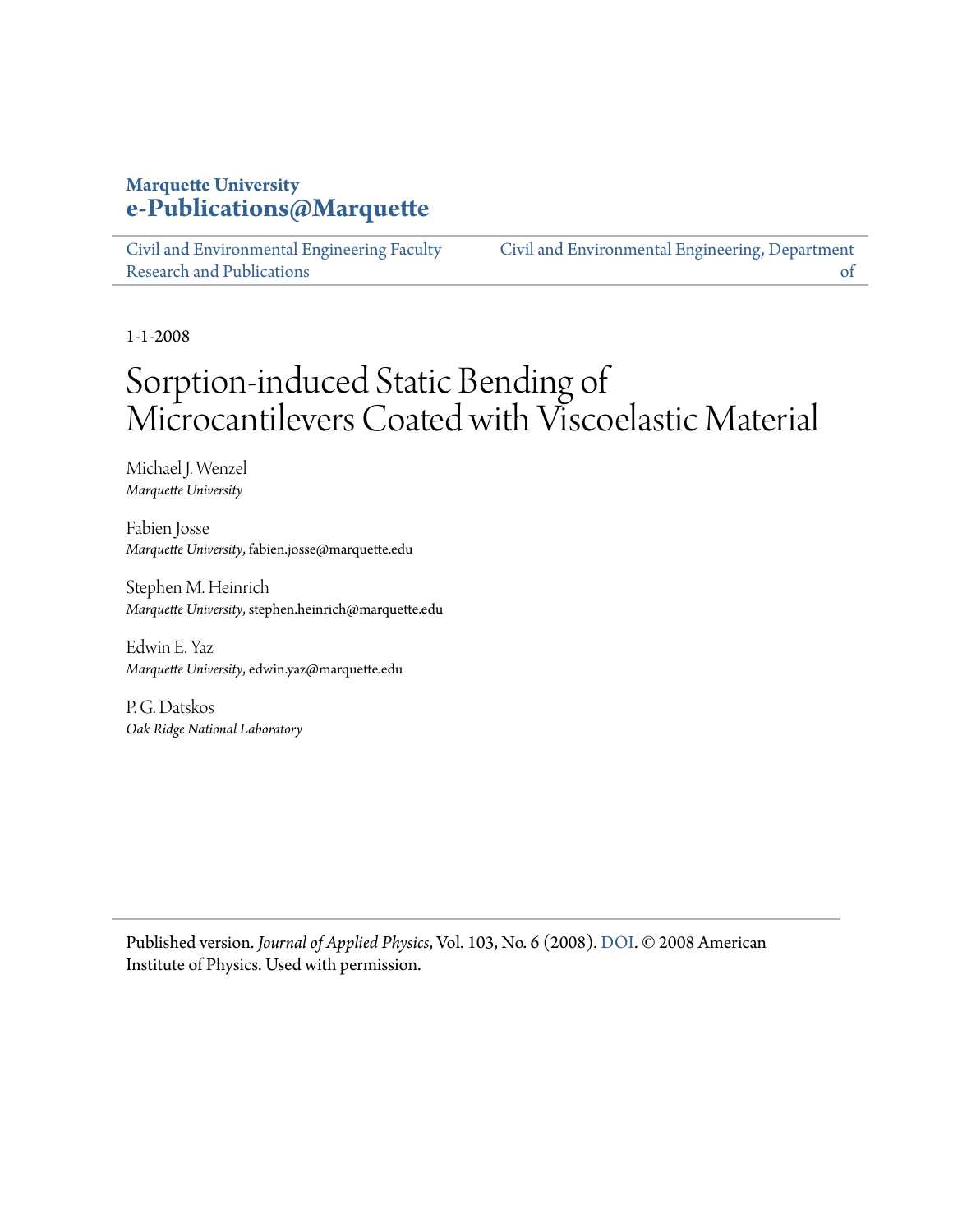**Marquette University**
**e-Publications@Marquette**

Civil and Environmental Engineering Faculty Research and Publications | Civil and Environmental Engineering, Department of

1-1-2008

# Sorption-induced Static Bending of Microcantilevers Coated with Viscoelastic Material

Michael J. Wenzel
*Marquette University*

Fabien Josse
*Marquette University*, fabien.josse@marquette.edu

Stephen M. Heinrich
*Marquette University*, stephen.heinrich@marquette.edu

Edwin E. Yaz
*Marquette University*, edwin.yaz@marquette.edu

P. G. Datskos
*Oak Ridge National Laboratory*

Published version. *Journal of Applied Physics*, Vol. 103, No. 6 (2008). DOI. © 2008 American Institute of Physics. Used with permission.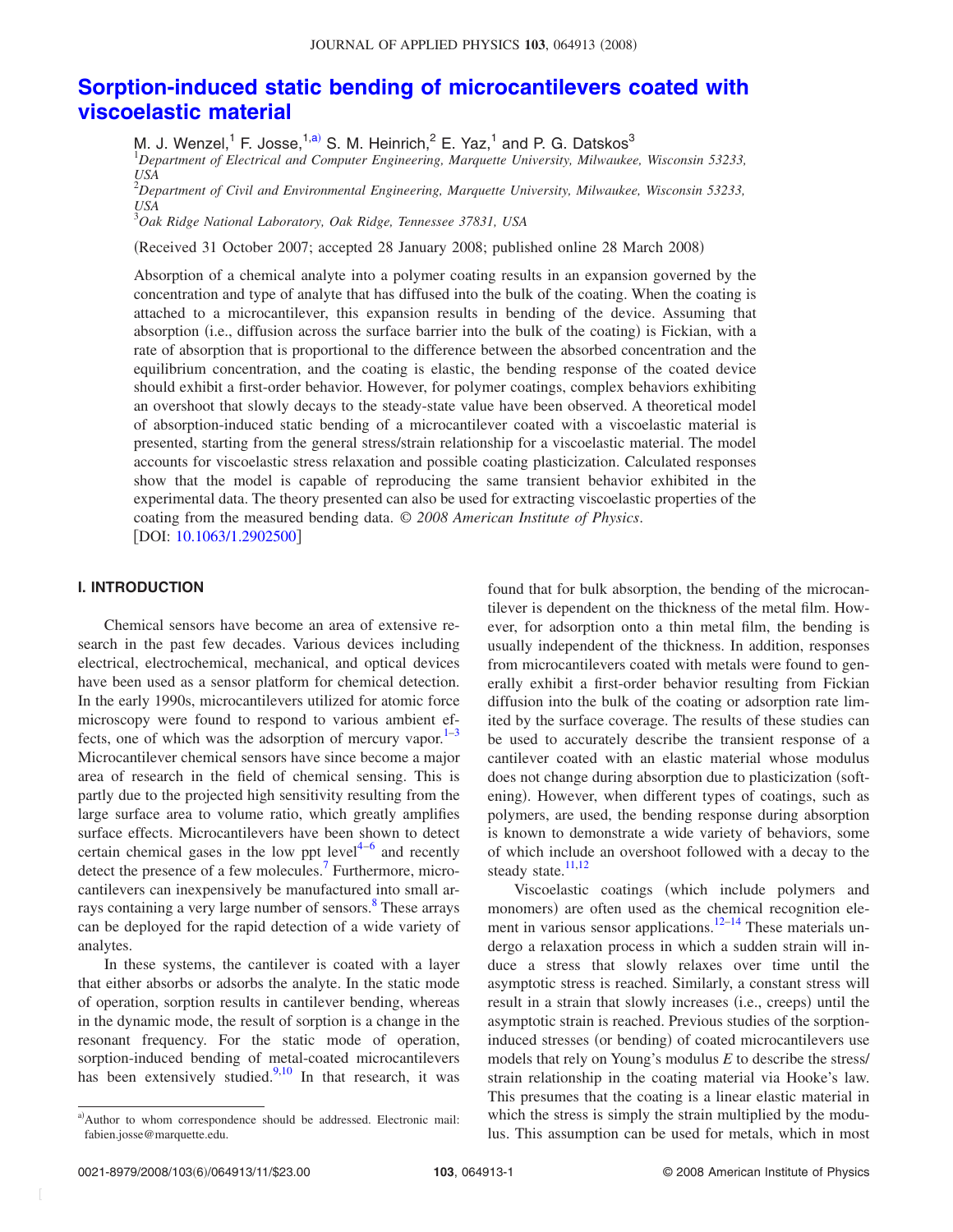# Sorption-induced static bending of microcantilevers coated with viscoelastic material

M. J. Wenzel,[1] F. Josse,[1,a)] S. M. Heinrich,[2] E. Yaz,[1] and P. G. Datskos[3]

[1]*Department of Electrical and Computer Engineering, Marquette University, Milwaukee, Wisconsin 53233, USA*

[2]*Department of Civil and Environmental Engineering, Marquette University, Milwaukee, Wisconsin 53233, USA*

[3]*Oak Ridge National Laboratory, Oak Ridge, Tennessee 37831, USA*

(Received 31 October 2007; accepted 28 January 2008; published online 28 March 2008)

Absorption of a chemical analyte into a polymer coating results in an expansion governed by the concentration and type of analyte that has diffused into the bulk of the coating. When the coating is attached to a microcantilever, this expansion results in bending of the device. Assuming that absorption (i.e., diffusion across the surface barrier into the bulk of the coating) is Fickian, with a rate of absorption that is proportional to the difference between the absorbed concentration and the equilibrium concentration, and the coating is elastic, the bending response of the coated device should exhibit a first-order behavior. However, for polymer coatings, complex behaviors exhibiting an overshoot that slowly decays to the steady-state value have been observed. A theoretical model of absorption-induced static bending of a microcantilever coated with a viscoelastic material is presented, starting from the general stress/strain relationship for a viscoelastic material. The model accounts for viscoelastic stress relaxation and possible coating plasticization. Calculated responses show that the model is capable of reproducing the same transient behavior exhibited in the experimental data. The theory presented can also be used for extracting viscoelastic properties of the coating from the measured bending data. © *2008 American Institute of Physics*. [DOI: 10.1063/1.2902500]

## I. INTRODUCTION

Chemical sensors have become an area of extensive research in the past few decades. Various devices including electrical, electrochemical, mechanical, and optical devices have been used as a sensor platform for chemical detection. In the early 1990s, microcantilevers utilized for atomic force microscopy were found to respond to various ambient effects, one of which was the adsorption of mercury vapor.[1–3] Microcantilever chemical sensors have since become a major area of research in the field of chemical sensing. This is partly due to the projected high sensitivity resulting from the large surface area to volume ratio, which greatly amplifies surface effects. Microcantilevers have been shown to detect certain chemical gases in the low ppt level[4–6] and recently detect the presence of a few molecules.[7] Furthermore, microcantilevers can inexpensively be manufactured into small arrays containing a very large number of sensors.[8] These arrays can be deployed for the rapid detection of a wide variety of analytes.

In these systems, the cantilever is coated with a layer that either absorbs or adsorbs the analyte. In the static mode of operation, sorption results in cantilever bending, whereas in the dynamic mode, the result of sorption is a change in the resonant frequency. For the static mode of operation, sorption-induced bending of metal-coated microcantilevers has been extensively studied.[9,10] In that research, it was found that for bulk absorption, the bending of the microcantilever is dependent on the thickness of the metal film. However, for adsorption onto a thin metal film, the bending is usually independent of the thickness. In addition, responses from microcantilevers coated with metals were found to generally exhibit a first-order behavior resulting from Fickian diffusion into the bulk of the coating or adsorption rate limited by the surface coverage. The results of these studies can be used to accurately describe the transient response of a cantilever coated with an elastic material whose modulus does not change during absorption due to plasticization (softening). However, when different types of coatings, such as polymers, are used, the bending response during absorption is known to demonstrate a wide variety of behaviors, some of which include an overshoot followed with a decay to the steady state.[11,12]

Viscoelastic coatings (which include polymers and monomers) are often used as the chemical recognition element in various sensor applications.[12–14] These materials undergo a relaxation process in which a sudden strain will induce a stress that slowly relaxes over time until the asymptotic stress is reached. Similarly, a constant stress will result in a strain that slowly increases (i.e., creeps) until the asymptotic strain is reached. Previous studies of the sorption-induced stresses (or bending) of coated microcantilevers use models that rely on Young's modulus $E$ to describe the stress/strain relationship in the coating material via Hooke's law. This presumes that the coating is a linear elastic material in which the stress is simply the strain multiplied by the modulus. This assumption can be used for metals, which in most

[a)]Author to whom correspondence should be addressed. Electronic mail: fabien.josse@marquette.edu.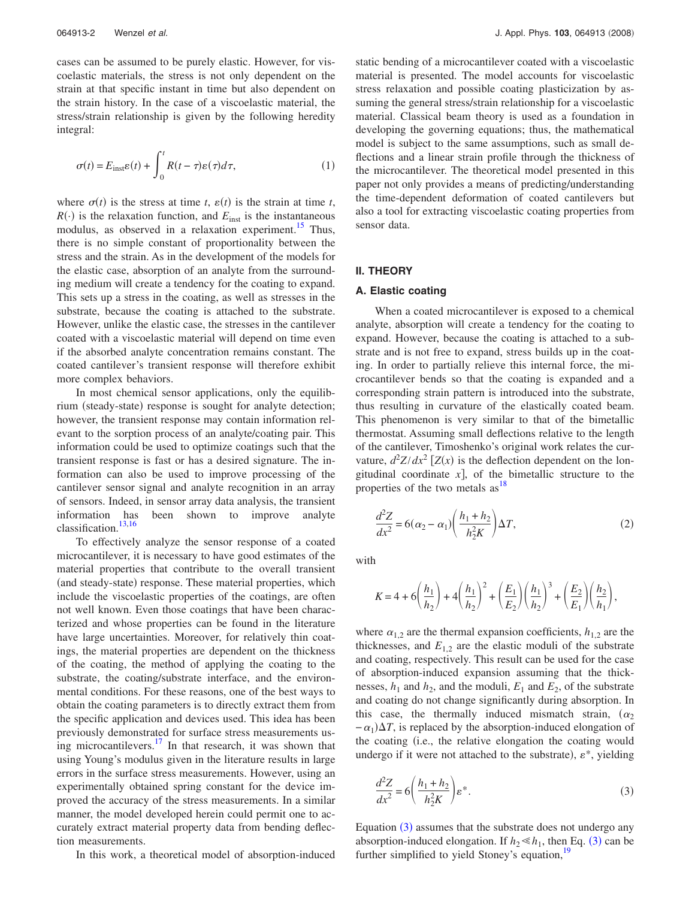cases can be assumed to be purely elastic. However, for viscoelastic materials, the stress is not only dependent on the strain at that specific instant in time but also dependent on the strain history. In the case of a viscoelastic material, the stress/strain relationship is given by the following heredity integral:

$$\sigma(t) = E_{\text{inst}}\varepsilon(t) + \int_0^t R(t-\tau)\varepsilon(\tau)d\tau, \tag{1}$$

where $\sigma(t)$ is the stress at time $t$, $\varepsilon(t)$ is the strain at time $t$, $R(\cdot)$ is the relaxation function, and $E_{\text{inst}}$ is the instantaneous modulus, as observed in a relaxation experiment.[15] Thus, there is no simple constant of proportionality between the stress and the strain. As in the development of the models for the elastic case, absorption of an analyte from the surrounding medium will create a tendency for the coating to expand. This sets up a stress in the coating, as well as stresses in the substrate, because the coating is attached to the substrate. However, unlike the elastic case, the stresses in the cantilever coated with a viscoelastic material will depend on time even if the absorbed analyte concentration remains constant. The coated cantilever's transient response will therefore exhibit more complex behaviors.

In most chemical sensor applications, only the equilibrium (steady-state) response is sought for analyte detection; however, the transient response may contain information relevant to the sorption process of an analyte/coating pair. This information could be used to optimize coatings such that the transient response is fast or has a desired signature. The information can also be used to improve processing of the cantilever sensor signal and analyte recognition in an array of sensors. Indeed, in sensor array data analysis, the transient information has been shown to improve analyte classification.[13,16]

To effectively analyze the sensor response of a coated microcantilever, it is necessary to have good estimates of the material properties that contribute to the overall transient (and steady-state) response. These material properties, which include the viscoelastic properties of the coatings, are often not well known. Even those coatings that have been characterized and whose properties can be found in the literature have large uncertainties. Moreover, for relatively thin coatings, the material properties are dependent on the thickness of the coating, the method of applying the coating to the substrate, the coating/substrate interface, and the environmental conditions. For these reasons, one of the best ways to obtain the coating parameters is to directly extract them from the specific application and devices used. This idea has been previously demonstrated for surface stress measurements using microcantilevers.[17] In that research, it was shown that using Young's modulus given in the literature results in large errors in the surface stress measurements. However, using an experimentally obtained spring constant for the device improved the accuracy of the stress measurements. In a similar manner, the model developed herein could permit one to accurately extract material property data from bending deflection measurements.

In this work, a theoretical model of absorption-induced static bending of a microcantilever coated with a viscoelastic material is presented. The model accounts for viscoelastic stress relaxation and possible coating plasticization by assuming the general stress/strain relationship for a viscoelastic material. Classical beam theory is used as a foundation in developing the governing equations; thus, the mathematical model is subject to the same assumptions, such as small deflections and a linear strain profile through the thickness of the microcantilever. The theoretical model presented in this paper not only provides a means of predicting/understanding the time-dependent deformation of coated cantilevers but also a tool for extracting viscoelastic coating properties from sensor data.

## II. THEORY

### A. Elastic coating

When a coated microcantilever is exposed to a chemical analyte, absorption will create a tendency for the coating to expand. However, because the coating is attached to a substrate and is not free to expand, stress builds up in the coating. In order to partially relieve this internal force, the microcantilever bends so that the coating is expanded and a corresponding strain pattern is introduced into the substrate, thus resulting in curvature of the elastically coated beam. This phenomenon is very similar to that of the bimetallic thermostat. Assuming small deflections relative to the length of the cantilever, Timoshenko's original work relates the curvature, $d^2Z/dx^2$ [$Z(x)$ is the deflection dependent on the longitudinal coordinate $x$], of the bimetallic structure to the properties of the two metals as[18]

$$\frac{d^2Z}{dx^2} = 6(\alpha_2 - \alpha_1)\left(\frac{h_1+h_2}{h_2^2 K}\right)\Delta T, \tag{2}$$

with

$$K = 4 + 6\left(\frac{h_1}{h_2}\right) + 4\left(\frac{h_1}{h_2}\right)^2 + \left(\frac{E_1}{E_2}\right)\left(\frac{h_1}{h_2}\right)^3 + \left(\frac{E_2}{E_1}\right)\left(\frac{h_2}{h_1}\right),$$

where $\alpha_{1,2}$ are the thermal expansion coefficients, $h_{1,2}$ are the thicknesses, and $E_{1,2}$ are the elastic moduli of the substrate and coating, respectively. This result can be used for the case of absorption-induced expansion assuming that the thicknesses, $h_1$ and $h_2$, and the moduli, $E_1$ and $E_2$, of the substrate and coating do not change significantly during absorption. In this case, the thermally induced mismatch strain, $(\alpha_2 - \alpha_1)\Delta T$, is replaced by the absorption-induced elongation of the coating (i.e., the relative elongation the coating would undergo if it were not attached to the substrate), $\varepsilon^*$, yielding

$$\frac{d^2Z}{dx^2} = 6\left(\frac{h_1+h_2}{h_2^2 K}\right)\varepsilon^*. \tag{3}$$

Equation (3) assumes that the substrate does not undergo any absorption-induced elongation. If $h_2 \ll h_1$, then Eq. (3) can be further simplified to yield Stoney's equation,[19]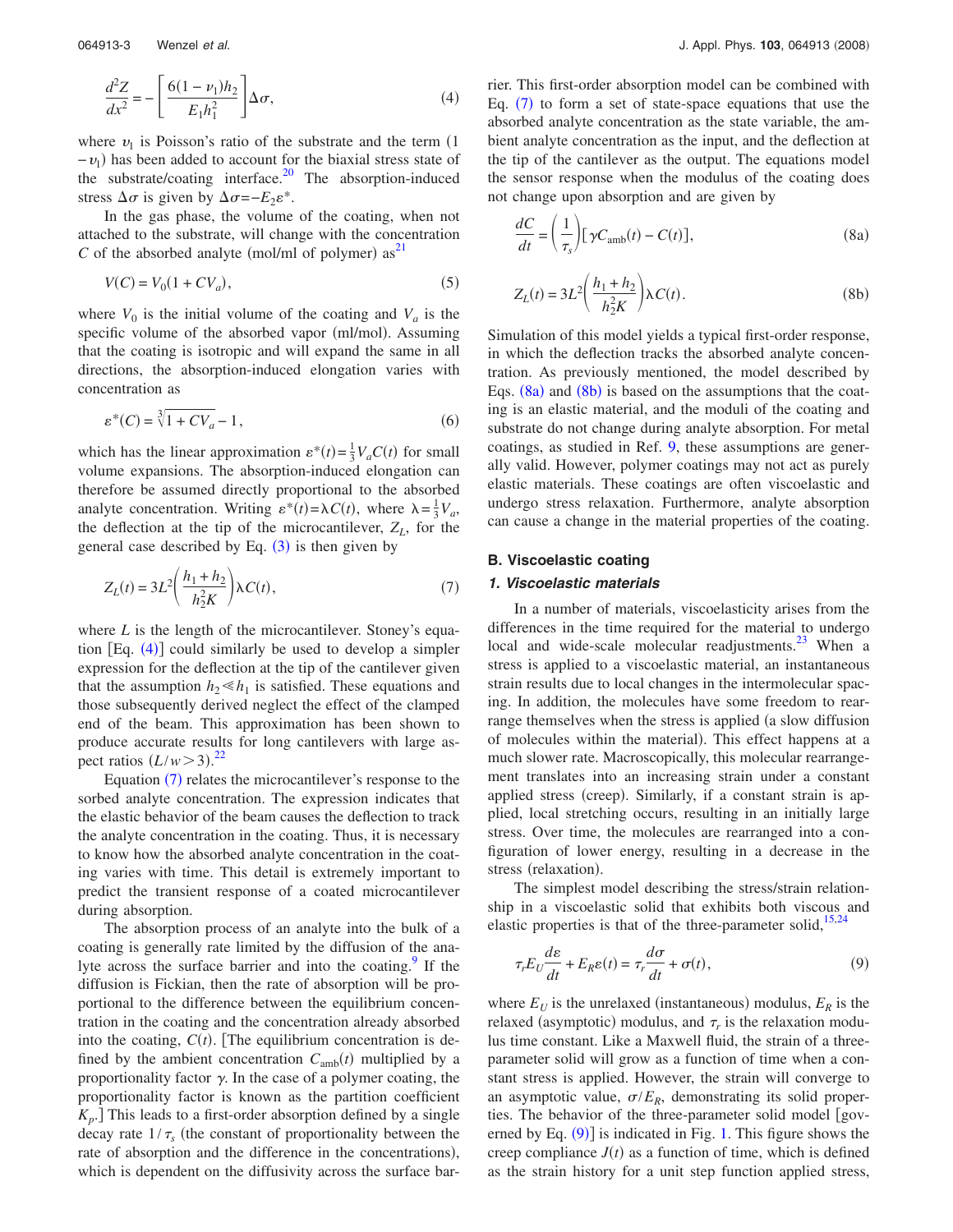$$\frac{d^2Z}{dx^2} = -\left[\frac{6(1-\nu_1)h_2}{E_1 h_1^2}\right]\Delta\sigma, \tag{4}$$

where $\upsilon_1$ is Poisson's ratio of the substrate and the term $(1-\upsilon_1)$ has been added to account for the biaxial stress state of the substrate/coating interface.[20] The absorption-induced stress $\Delta\sigma$ is given by $\Delta\sigma = -E_2\varepsilon^*$.

In the gas phase, the volume of the coating, when not attached to the substrate, will change with the concentration $C$ of the absorbed analyte (mol/ml of polymer) as[21]

$$V(C) = V_0(1 + CV_a), \tag{5}$$

where $V_0$ is the initial volume of the coating and $V_a$ is the specific volume of the absorbed vapor (ml/mol). Assuming that the coating is isotropic and will expand the same in all directions, the absorption-induced elongation varies with concentration as

$$\varepsilon^*(C) = \sqrt[3]{1 + CV_a} - 1, \tag{6}$$

which has the linear approximation $\varepsilon^*(t) = \frac{1}{3}V_a C(t)$ for small volume expansions. The absorption-induced elongation can therefore be assumed directly proportional to the absorbed analyte concentration. Writing $\varepsilon^*(t) = \lambda C(t)$, where $\lambda = \frac{1}{3}V_a$, the deflection at the tip of the microcantilever, $Z_L$, for the general case described by Eq. (3) is then given by

$$Z_L(t) = 3L^2\left(\frac{h_1 + h_2}{h_2^2 K}\right)\lambda C(t), \tag{7}$$

where $L$ is the length of the microcantilever. Stoney's equation [Eq. (4)] could similarly be used to develop a simpler expression for the deflection at the tip of the cantilever given that the assumption $h_2 \ll h_1$ is satisfied. These equations and those subsequently derived neglect the effect of the clamped end of the beam. This approximation has been shown to produce accurate results for long cantilevers with large aspect ratios $(L/w > 3)$.[22]

Equation (7) relates the microcantilever's response to the sorbed analyte concentration. The expression indicates that the elastic behavior of the beam causes the deflection to track the analyte concentration in the coating. Thus, it is necessary to know how the absorbed analyte concentration in the coating varies with time. This detail is extremely important to predict the transient response of a coated microcantilever during absorption.

The absorption process of an analyte into the bulk of a coating is generally rate limited by the diffusion of the analyte across the surface barrier and into the coating.[9] If the diffusion is Fickian, then the rate of absorption will be proportional to the difference between the equilibrium concentration in the coating and the concentration already absorbed into the coating, $C(t)$. [The equilibrium concentration is defined by the ambient concentration $C_{\text{amb}}(t)$ multiplied by a proportionality factor $\gamma$. In the case of a polymer coating, the proportionality factor is known as the partition coefficient $K_p$.] This leads to a first-order absorption defined by a single decay rate $1/\tau_s$ (the constant of proportionality between the rate of absorption and the difference in the concentrations), which is dependent on the diffusivity across the surface barrier. This first-order absorption model can be combined with Eq. (7) to form a set of state-space equations that use the absorbed analyte concentration as the state variable, the ambient analyte concentration as the input, and the deflection at the tip of the cantilever as the output. The equations model the sensor response when the modulus of the coating does not change upon absorption and are given by

$$\frac{dC}{dt} = \left(\frac{1}{\tau_s}\right)[\gamma C_{\text{amb}}(t) - C(t)], \tag{8a}$$

$$Z_L(t) = 3L^2\left(\frac{h_1 + h_2}{h_2^2 K}\right)\lambda C(t). \tag{8b}$$

Simulation of this model yields a typical first-order response, in which the deflection tracks the absorbed analyte concentration. As previously mentioned, the model described by Eqs. (8a) and (8b) is based on the assumptions that the coating is an elastic material, and the moduli of the coating and substrate do not change during analyte absorption. For metal coatings, as studied in Ref. 9, these assumptions are generally valid. However, polymer coatings may not act as purely elastic materials. These coatings are often viscoelastic and undergo stress relaxation. Furthermore, analyte absorption can cause a change in the material properties of the coating.

## B. Viscoelastic coating

### *1. Viscoelastic materials*

In a number of materials, viscoelasticity arises from the differences in the time required for the material to undergo local and wide-scale molecular readjustments.[23] When a stress is applied to a viscoelastic material, an instantaneous strain results due to local changes in the intermolecular spacing. In addition, the molecules have some freedom to rearrange themselves when the stress is applied (a slow diffusion of molecules within the material). This effect happens at a much slower rate. Macroscopically, this molecular rearrangement translates into an increasing strain under a constant applied stress (creep). Similarly, if a constant strain is applied, local stretching occurs, resulting in an initially large stress. Over time, the molecules are rearranged into a configuration of lower energy, resulting in a decrease in the stress (relaxation).

The simplest model describing the stress/strain relationship in a viscoelastic solid that exhibits both viscous and elastic properties is that of the three-parameter solid,[15,24]

$$\tau_r E_U \frac{d\varepsilon}{dt} + E_R\varepsilon(t) = \tau_r\frac{d\sigma}{dt} + \sigma(t), \tag{9}$$

where $E_U$ is the unrelaxed (instantaneous) modulus, $E_R$ is the relaxed (asymptotic) modulus, and $\tau_r$ is the relaxation modulus time constant. Like a Maxwell fluid, the strain of a three-parameter solid will grow as a function of time when a constant stress is applied. However, the strain will converge to an asymptotic value, $\sigma/E_R$, demonstrating its solid properties. The behavior of the three-parameter solid model [governed by Eq. (9)] is indicated in Fig. 1. This figure shows the creep compliance $J(t)$ as a function of time, which is defined as the strain history for a unit step function applied stress,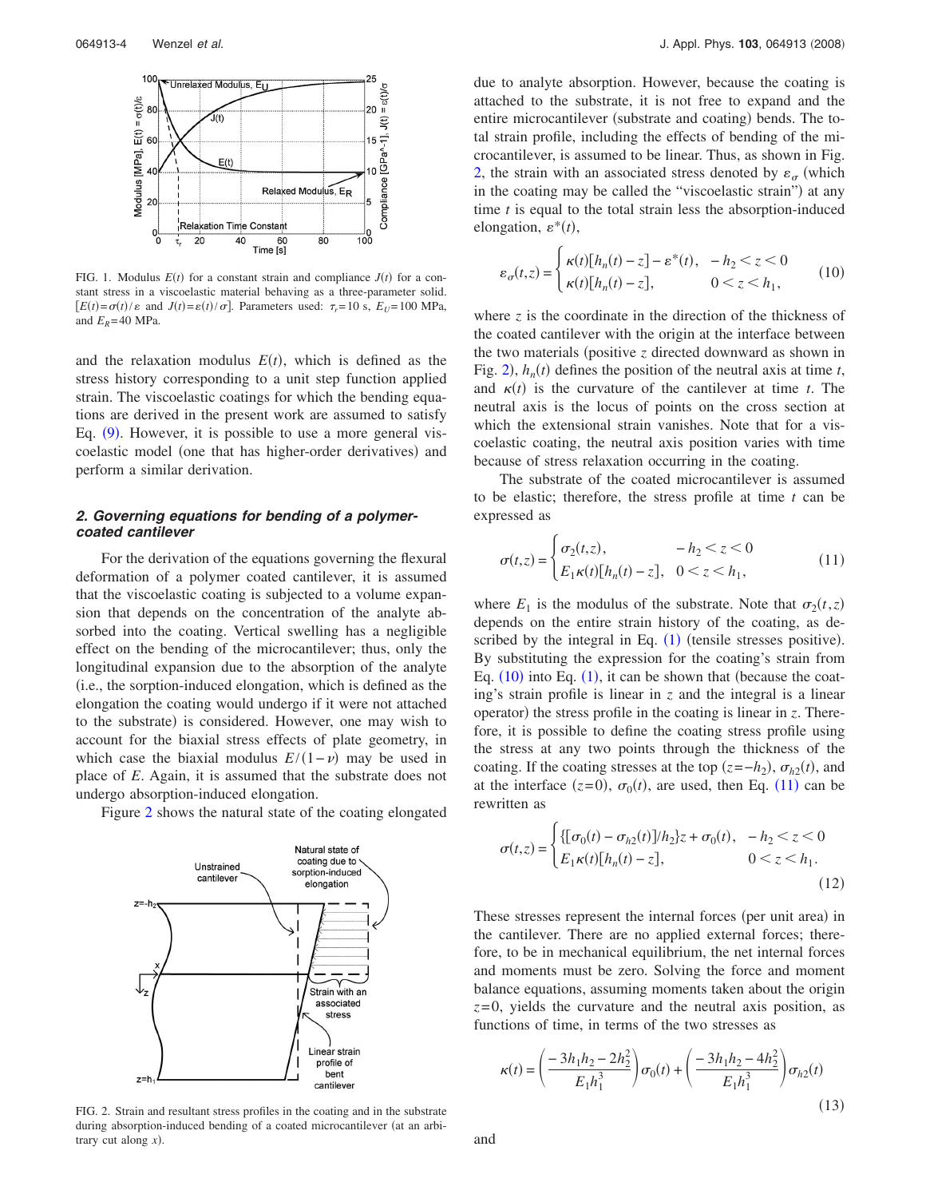FIG. 1. Modulus $E(t)$ for a constant strain and compliance $J(t)$ for a constant stress in a viscoelastic material behaving as a three-parameter solid. $[E(t)=\sigma(t)/\varepsilon$ and $J(t)=\varepsilon(t)/\sigma]$. Parameters used: $\tau_r=10$ s, $E_U=100$ MPa, and $E_R=40$ MPa.

and the relaxation modulus $E(t)$, which is defined as the stress history corresponding to a unit step function applied strain. The viscoelastic coatings for which the bending equations are derived in the present work are assumed to satisfy Eq. (9). However, it is possible to use a more general viscoelastic model (one that has higher-order derivatives) and perform a similar derivation.

### 2. Governing equations for bending of a polymer-coated cantilever

For the derivation of the equations governing the flexural deformation of a polymer coated cantilever, it is assumed that the viscoelastic coating is subjected to a volume expansion that depends on the concentration of the analyte absorbed into the coating. Vertical swelling has a negligible effect on the bending of the microcantilever; thus, only the longitudinal expansion due to the absorption of the analyte (i.e., the sorption-induced elongation, which is defined as the elongation the coating would undergo if it were not attached to the substrate) is considered. However, one may wish to account for the biaxial stress effects of plate geometry, in which case the biaxial modulus $E/(1-\nu)$ may be used in place of $E$. Again, it is assumed that the substrate does not undergo absorption-induced elongation.

Figure 2 shows the natural state of the coating elongated

FIG. 2. Strain and resultant stress profiles in the coating and in the substrate during absorption-induced bending of a coated microcantilever (at an arbitrary cut along $x$).

due to analyte absorption. However, because the coating is attached to the substrate, it is not free to expand and the entire microcantilever (substrate and coating) bends. The total strain profile, including the effects of bending of the microcantilever, is assumed to be linear. Thus, as shown in Fig. 2, the strain with an associated stress denoted by $\varepsilon_\sigma$ (which in the coating may be called the "viscoelastic strain") at any time $t$ is equal to the total strain less the absorption-induced elongation, $\varepsilon^*(t)$,

$$\varepsilon_\sigma(t,z)=\begin{cases}\kappa(t)[h_n(t)-z]-\varepsilon^*(t), & -h_2<z<0\\ \kappa(t)[h_n(t)-z], & 0<z<h_1,\end{cases} \tag{10}$$

where $z$ is the coordinate in the direction of the thickness of the coated cantilever with the origin at the interface between the two materials (positive $z$ directed downward as shown in Fig. 2), $h_n(t)$ defines the position of the neutral axis at time $t$, and $\kappa(t)$ is the curvature of the cantilever at time $t$. The neutral axis is the locus of points on the cross section at which the extensional strain vanishes. Note that for a viscoelastic coating, the neutral axis position varies with time because of stress relaxation occurring in the coating.

The substrate of the coated microcantilever is assumed to be elastic; therefore, the stress profile at time $t$ can be expressed as

$$\sigma(t,z)=\begin{cases}\sigma_2(t,z), & -h_2<z<0\\ E_1\kappa(t)[h_n(t)-z], & 0<z<h_1,\end{cases} \tag{11}$$

where $E_1$ is the modulus of the substrate. Note that $\sigma_2(t,z)$ depends on the entire strain history of the coating, as described by the integral in Eq. (1) (tensile stresses positive). By substituting the expression for the coating's strain from Eq. (10) into Eq. (1), it can be shown that (because the coating's strain profile is linear in $z$ and the integral is a linear operator) the stress profile in the coating is linear in $z$. Therefore, it is possible to define the coating stress profile using the stress at any two points through the thickness of the coating. If the coating stresses at the top $(z=-h_2)$, $\sigma_{h2}(t)$, and at the interface $(z=0)$, $\sigma_0(t)$, are used, then Eq. (11) can be rewritten as

$$\sigma(t,z)=\begin{cases}\{[\sigma_0(t)-\sigma_{h2}(t)]/h_2\}z+\sigma_0(t), & -h_2<z<0\\ E_1\kappa(t)[h_n(t)-z], & 0<z<h_1.\end{cases} \tag{12}$$

These stresses represent the internal forces (per unit area) in the cantilever. There are no applied external forces; therefore, to be in mechanical equilibrium, the net internal forces and moments must be zero. Solving the force and moment balance equations, assuming moments taken about the origin $z=0$, yields the curvature and the neutral axis position, as functions of time, in terms of the two stresses as

$$\kappa(t)=\left(\frac{-3h_1h_2-2h_2^2}{E_1h_1^3}\right)\sigma_0(t)+\left(\frac{-3h_1h_2-4h_2^2}{E_1h_1^3}\right)\sigma_{h2}(t) \tag{13}$$

and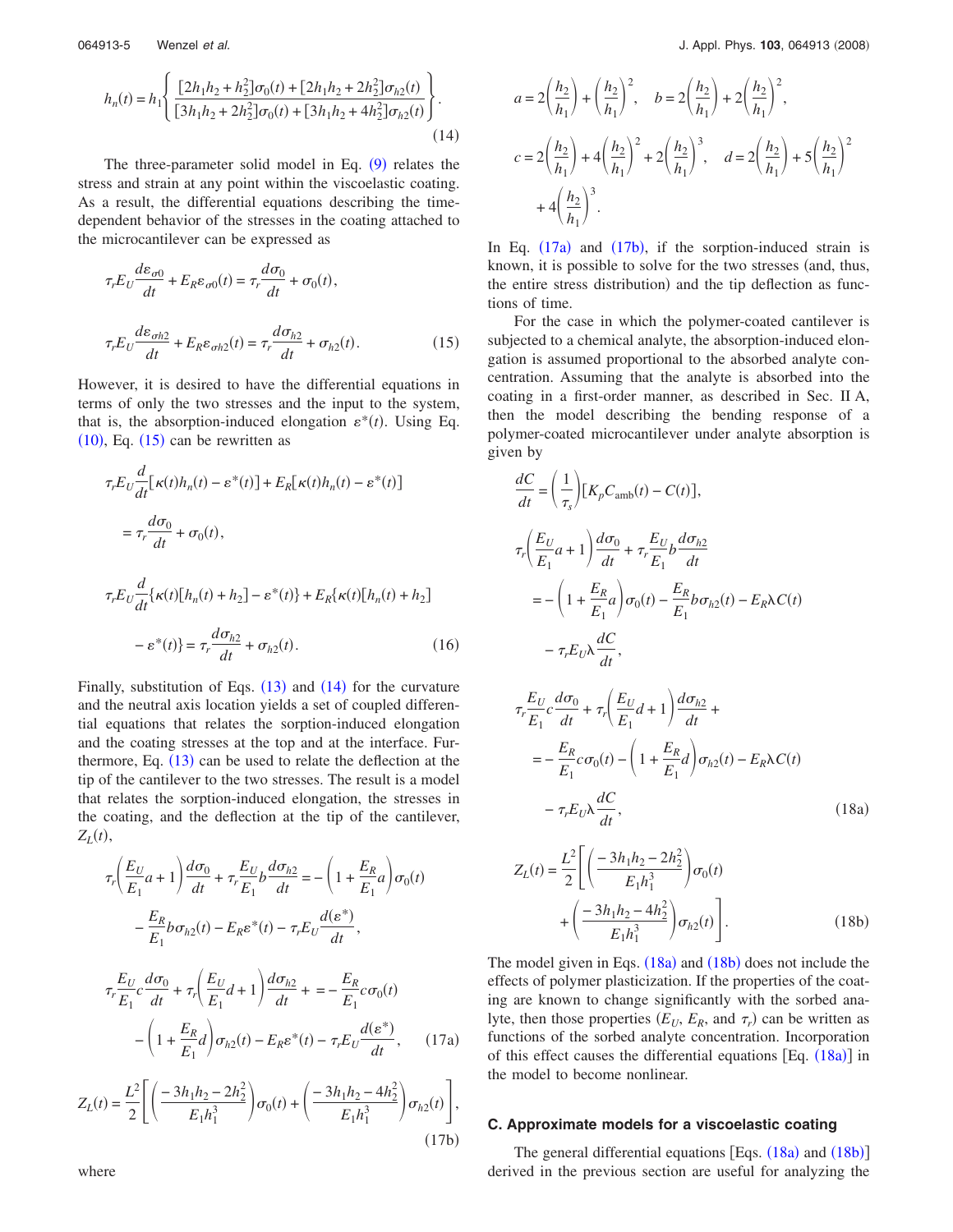$$h_n(t) = h_1 \left\{ \frac{[2h_1h_2 + h_2^2]\sigma_0(t) + [2h_1h_2 + 2h_2^2]\sigma_{h2}(t)}{[3h_1h_2 + 2h_2^2]\sigma_0(t) + [3h_1h_2 + 4h_2^2]\sigma_{h2}(t)} \right\}. \tag{14}$$

The three-parameter solid model in Eq. (9) relates the stress and strain at any point within the viscoelastic coating. As a result, the differential equations describing the time-dependent behavior of the stresses in the coating attached to the microcantilever can be expressed as

$$\tau_r E_U \frac{d\varepsilon_{\sigma 0}}{dt} + E_R \varepsilon_{\sigma 0}(t) = \tau_r \frac{d\sigma_0}{dt} + \sigma_0(t),$$

$$\tau_r E_U \frac{d\varepsilon_{\sigma h2}}{dt} + E_R \varepsilon_{\sigma h2}(t) = \tau_r \frac{d\sigma_{h2}}{dt} + \sigma_{h2}(t). \tag{15}$$

However, it is desired to have the differential equations in terms of only the two stresses and the input to the system, that is, the absorption-induced elongation $\varepsilon^*(t)$. Using Eq. (10), Eq. (15) can be rewritten as

$$\tau_r E_U \frac{d}{dt}[\kappa(t)h_n(t) - \varepsilon^*(t)] + E_R[\kappa(t)h_n(t) - \varepsilon^*(t)] = \tau_r \frac{d\sigma_0}{dt} + \sigma_0(t),$$

$$\tau_r E_U \frac{d}{dt}\{\kappa(t)[h_n(t) + h_2] - \varepsilon^*(t)\} + E_R\{\kappa(t)[h_n(t) + h_2] - \varepsilon^*(t)\} = \tau_r \frac{d\sigma_{h2}}{dt} + \sigma_{h2}(t). \tag{16}$$

Finally, substitution of Eqs. (13) and (14) for the curvature and the neutral axis location yields a set of coupled differential equations that relates the sorption-induced elongation and the coating stresses at the top and at the interface. Furthermore, Eq. (13) can be used to relate the deflection at the tip of the cantilever to the two stresses. The result is a model that relates the sorption-induced elongation, the stresses in the coating, and the deflection at the tip of the cantilever, $Z_L(t)$,

$$\tau_r\left(\frac{E_U}{E_1}a + 1\right)\frac{d\sigma_0}{dt} + \tau_r \frac{E_U}{E_1} b \frac{d\sigma_{h2}}{dt} = -\left(1 + \frac{E_R}{E_1}a\right)\sigma_0(t) - \frac{E_R}{E_1} b\sigma_{h2}(t) - E_R\varepsilon^*(t) - \tau_r E_U \frac{d(\varepsilon^*)}{dt},$$

$$\tau_r \frac{E_U}{E_1} c \frac{d\sigma_0}{dt} + \tau_r\left(\frac{E_U}{E_1}d + 1\right)\frac{d\sigma_{h2}}{dt} + = -\frac{E_R}{E_1}c\sigma_0(t) - \left(1 + \frac{E_R}{E_1}d\right)\sigma_{h2}(t) - E_R\varepsilon^*(t) - \tau_r E_U \frac{d(\varepsilon^*)}{dt}, \tag{17a}$$

$$Z_L(t) = \frac{L^2}{2}\left[\left(\frac{-3h_1h_2 - 2h_2^2}{E_1h_1^3}\right)\sigma_0(t) + \left(\frac{-3h_1h_2 - 4h_2^2}{E_1h_1^3}\right)\sigma_{h2}(t)\right], \tag{17b}$$

where

$$a = 2\left(\frac{h_2}{h_1}\right) + \left(\frac{h_2}{h_1}\right)^2, \quad b = 2\left(\frac{h_2}{h_1}\right) + 2\left(\frac{h_2}{h_1}\right)^2,$$

$$c = 2\left(\frac{h_2}{h_1}\right) + 4\left(\frac{h_2}{h_1}\right)^2 + 2\left(\frac{h_2}{h_1}\right)^3, \quad d = 2\left(\frac{h_2}{h_1}\right) + 5\left(\frac{h_2}{h_1}\right)^2 + 4\left(\frac{h_2}{h_1}\right)^3.$$

In Eq. (17a) and (17b), if the sorption-induced strain is known, it is possible to solve for the two stresses (and, thus, the entire stress distribution) and the tip deflection as functions of time.

For the case in which the polymer-coated cantilever is subjected to a chemical analyte, the absorption-induced elongation is assumed proportional to the absorbed analyte concentration. Assuming that the analyte is absorbed into the coating in a first-order manner, as described in Sec. II A, then the model describing the bending response of a polymer-coated microcantilever under analyte absorption is given by

$$\frac{dC}{dt} = \left(\frac{1}{\tau_s}\right)[K_p C_{\text{amb}}(t) - C(t)],$$

$$\tau_r\left(\frac{E_U}{E_1}a + 1\right)\frac{d\sigma_0}{dt} + \tau_r \frac{E_U}{E_1} b \frac{d\sigma_{h2}}{dt} = -\left(1 + \frac{E_R}{E_1}a\right)\sigma_0(t) - \frac{E_R}{E_1} b\sigma_{h2}(t) - E_R\lambda C(t) - \tau_r E_U \lambda \frac{dC}{dt},$$

$$\tau_r \frac{E_U}{E_1} c \frac{d\sigma_0}{dt} + \tau_r\left(\frac{E_U}{E_1}d + 1\right)\frac{d\sigma_{h2}}{dt} + = -\frac{E_R}{E_1}c\sigma_0(t) - \left(1 + \frac{E_R}{E_1}d\right)\sigma_{h2}(t) - E_R\lambda C(t) - \tau_r E_U \lambda \frac{dC}{dt}, \tag{18a}$$

$$Z_L(t) = \frac{L^2}{2}\left[\left(\frac{-3h_1h_2 - 2h_2^2}{E_1h_1^3}\right)\sigma_0(t) + \left(\frac{-3h_1h_2 - 4h_2^2}{E_1h_1^3}\right)\sigma_{h2}(t)\right]. \tag{18b}$$

The model given in Eqs. (18a) and (18b) does not include the effects of polymer plasticization. If the properties of the coating are known to change significantly with the sorbed analyte, then those properties ($E_U$, $E_R$, and $\tau_r$) can be written as functions of the sorbed analyte concentration. Incorporation of this effect causes the differential equations [Eq. (18a)] in the model to become nonlinear.

### C. Approximate models for a viscoelastic coating

The general differential equations [Eqs. (18a) and (18b)] derived in the previous section are useful for analyzing the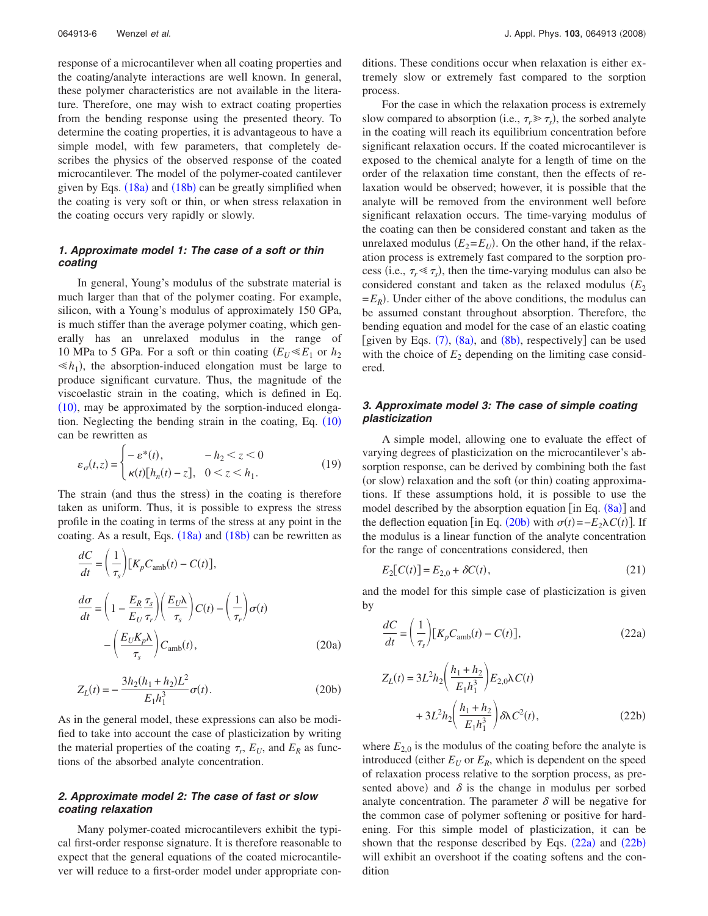response of a microcantilever when all coating properties and the coating/analyte interactions are well known. In general, these polymer characteristics are not available in the literature. Therefore, one may wish to extract coating properties from the bending response using the presented theory. To determine the coating properties, it is advantageous to have a simple model, with few parameters, that completely describes the physics of the observed response of the coated microcantilever. The model of the polymer-coated cantilever given by Eqs. (18a) and (18b) can be greatly simplified when the coating is very soft or thin, or when stress relaxation in the coating occurs very rapidly or slowly.

### *1. Approximate model 1: The case of a soft or thin coating*

In general, Young's modulus of the substrate material is much larger than that of the polymer coating. For example, silicon, with a Young's modulus of approximately 150 GPa, is much stiffer than the average polymer coating, which generally has an unrelaxed modulus in the range of 10 MPa to 5 GPa. For a soft or thin coating ($E_U \ll E_1$ or $h_2 \ll h_1$), the absorption-induced elongation must be large to produce significant curvature. Thus, the magnitude of the viscoelastic strain in the coating, which is defined in Eq. (10), may be approximated by the sorption-induced elongation. Neglecting the bending strain in the coating, Eq. (10) can be rewritten as

$$\varepsilon_{\sigma}(t,z) = \begin{cases} -\varepsilon^{*}(t), & -h_2 < z < 0 \\ \kappa(t)[h_n(t) - z], & 0 < z < h_1. \end{cases} \tag{19}$$

The strain (and thus the stress) in the coating is therefore taken as uniform. Thus, it is possible to express the stress profile in the coating in terms of the stress at any point in the coating. As a result, Eqs. (18a) and (18b) can be rewritten as

$$\frac{dC}{dt} = \left(\frac{1}{\tau_s}\right)[K_p C_{\text{amb}}(t) - C(t)],$$

$$\frac{d\sigma}{dt} = \left(1 - \frac{E_R}{E_U}\frac{\tau_s}{\tau_r}\right)\left(\frac{E_U \lambda}{\tau_s}\right)C(t) - \left(\frac{1}{\tau_r}\right)\sigma(t) - \left(\frac{E_U K_p \lambda}{\tau_s}\right)C_{\text{amb}}(t), \tag{20a}$$

$$Z_L(t) = -\frac{3h_2(h_1+h_2)L^2}{E_1 h_1^3}\sigma(t). \tag{20b}$$

As in the general model, these expressions can also be modified to take into account the case of plasticization by writing the material properties of the coating $\tau_r$, $E_U$, and $E_R$ as functions of the absorbed analyte concentration.

### *2. Approximate model 2: The case of fast or slow coating relaxation*

Many polymer-coated microcantilevers exhibit the typical first-order response signature. It is therefore reasonable to expect that the general equations of the coated microcantilever will reduce to a first-order model under appropriate conditions. These conditions occur when relaxation is either extremely slow or extremely fast compared to the sorption process.

For the case in which the relaxation process is extremely slow compared to absorption (i.e., $\tau_r \gg \tau_s$), the sorbed analyte in the coating will reach its equilibrium concentration before significant relaxation occurs. If the coated microcantilever is exposed to the chemical analyte for a length of time on the order of the relaxation time constant, then the effects of relaxation would be observed; however, it is possible that the analyte will be removed from the environment well before significant relaxation occurs. The time-varying modulus of the coating can then be considered constant and taken as the unrelaxed modulus ($E_2 = E_U$). On the other hand, if the relaxation process is extremely fast compared to the sorption process (i.e., $\tau_r \ll \tau_s$), then the time-varying modulus can also be considered constant and taken as the relaxed modulus ($E_2 = E_R$). Under either of the above conditions, the modulus can be assumed constant throughout absorption. Therefore, the bending equation and model for the case of an elastic coating [given by Eqs. (7), (8a), and (8b), respectively] can be used with the choice of $E_2$ depending on the limiting case considered.

### *3. Approximate model 3: The case of simple coating plasticization*

A simple model, allowing one to evaluate the effect of varying degrees of plasticization on the microcantilever's absorption response, can be derived by combining both the fast (or slow) relaxation and the soft (or thin) coating approximations. If these assumptions hold, it is possible to use the model described by the absorption equation [in Eq. (8a)] and the deflection equation [in Eq. (20b) with $\sigma(t) = -E_2 \lambda C(t)$]. If the modulus is a linear function of the analyte concentration for the range of concentrations considered, then

$$E_2[C(t)] = E_{2,0} + \delta C(t), \tag{21}$$

and the model for this simple case of plasticization is given by

$$\frac{dC}{dt} = \left(\frac{1}{\tau_s}\right)[K_p C_{\text{amb}}(t) - C(t)], \tag{22a}$$

$$Z_L(t) = 3L^2 h_2\left(\frac{h_1+h_2}{E_1 h_1^3}\right)E_{2,0}\lambda C(t) + 3L^2 h_2\left(\frac{h_1+h_2}{E_1 h_1^3}\right)\delta\lambda C^2(t), \tag{22b}$$

where $E_{2,0}$ is the modulus of the coating before the analyte is introduced (either $E_U$ or $E_R$, which is dependent on the speed of relaxation process relative to the sorption process, as presented above) and $\delta$ is the change in modulus per sorbed analyte concentration. The parameter $\delta$ will be negative for the common case of polymer softening or positive for hardening. For this simple model of plasticization, it can be shown that the response described by Eqs. (22a) and (22b) will exhibit an overshoot if the coating softens and the condition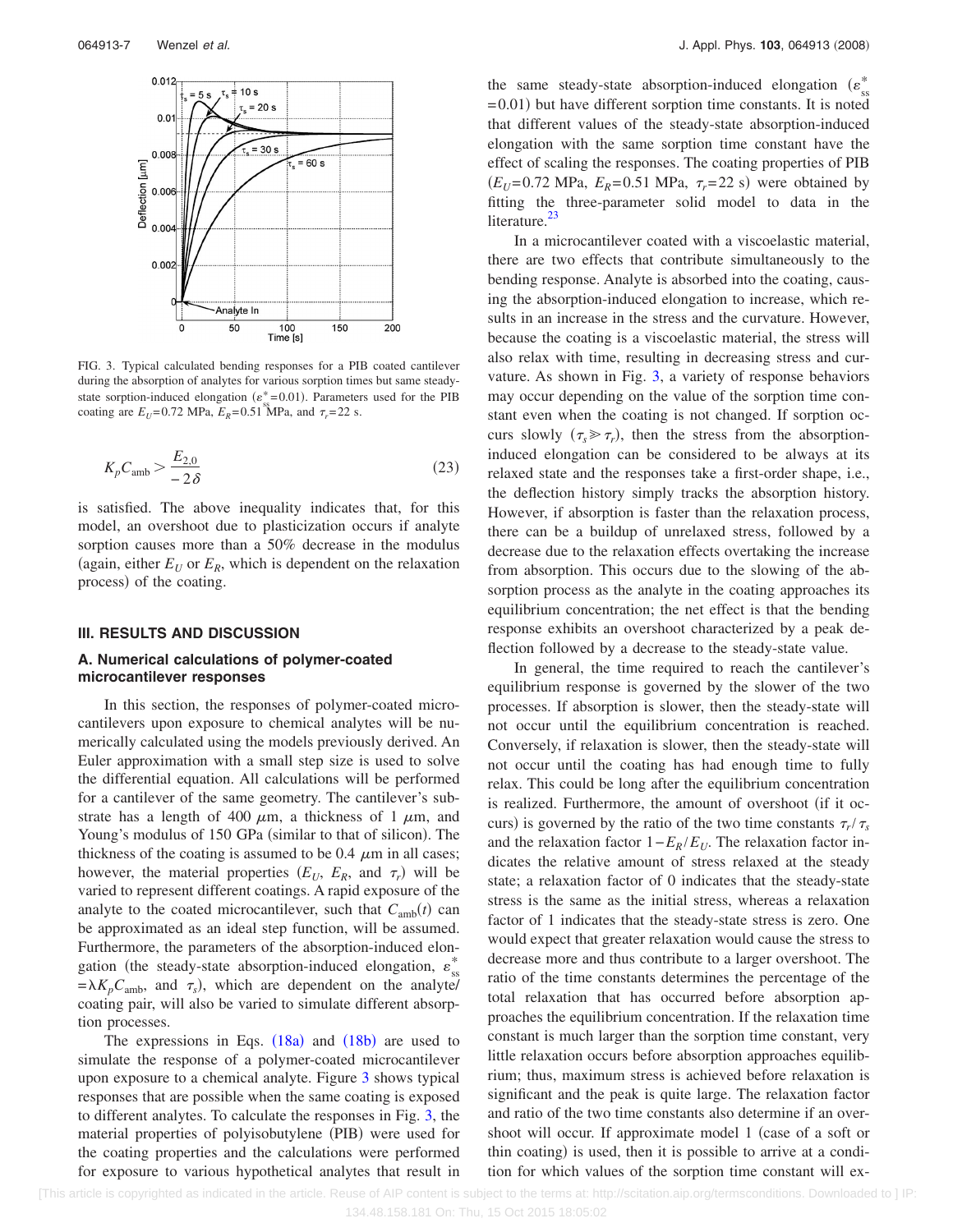FIG. 3. Typical calculated bending responses for a PIB coated cantilever during the absorption of analytes for various sorption times but same steady-state sorption-induced elongation ($\varepsilon_{ss}^*=0.01$). Parameters used for the PIB coating are $E_U=0.72$ MPa, $E_R=0.51$ MPa, and $\tau_r=22$ s.

$$K_p C_{\mathrm{amb}} > \frac{E_{2,0}}{-2\delta} \tag{23}$$

is satisfied. The above inequality indicates that, for this model, an overshoot due to plasticization occurs if analyte sorption causes more than a 50% decrease in the modulus (again, either $E_U$ or $E_R$, which is dependent on the relaxation process) of the coating.

## III. RESULTS AND DISCUSSION

### A. Numerical calculations of polymer-coated microcantilever responses

In this section, the responses of polymer-coated microcantilevers upon exposure to chemical analytes will be numerically calculated using the models previously derived. An Euler approximation with a small step size is used to solve the differential equation. All calculations will be performed for a cantilever of the same geometry. The cantilever's substrate has a length of 400 $\mu$m, a thickness of 1 $\mu$m, and Young's modulus of 150 GPa (similar to that of silicon). The thickness of the coating is assumed to be 0.4 $\mu$m in all cases; however, the material properties ($E_U$, $E_R$, and $\tau_r$) will be varied to represent different coatings. A rapid exposure of the analyte to the coated microcantilever, such that $C_{\mathrm{amb}}(t)$ can be approximated as an ideal step function, will be assumed. Furthermore, the parameters of the absorption-induced elongation (the steady-state absorption-induced elongation, $\varepsilon_{ss}^*=\lambda K_p C_{\mathrm{amb}}$, and $\tau_s$), which are dependent on the analyte/coating pair, will also be varied to simulate different absorption processes.

The expressions in Eqs. (18a) and (18b) are used to simulate the response of a polymer-coated microcantilever upon exposure to a chemical analyte. Figure 3 shows typical responses that are possible when the same coating is exposed to different analytes. To calculate the responses in Fig. 3, the material properties of polyisobutylene (PIB) were used for the coating properties and the calculations were performed for exposure to various hypothetical analytes that result in the same steady-state absorption-induced elongation ($\varepsilon_{ss}^*=0.01$) but have different sorption time constants. It is noted that different values of the steady-state absorption-induced elongation with the same sorption time constant have the effect of scaling the responses. The coating properties of PIB ($E_U=0.72$ MPa, $E_R=0.51$ MPa, $\tau_r=22$ s) were obtained by fitting the three-parameter solid model to data in the literature.[23]

In a microcantilever coated with a viscoelastic material, there are two effects that contribute simultaneously to the bending response. Analyte is absorbed into the coating, causing the absorption-induced elongation to increase, which results in an increase in the stress and the curvature. However, because the coating is a viscoelastic material, the stress will also relax with time, resulting in decreasing stress and curvature. As shown in Fig. 3, a variety of response behaviors may occur depending on the value of the sorption time constant even when the coating is not changed. If sorption occurs slowly ($\tau_s \gg \tau_r$), then the stress from the absorption-induced elongation can be considered to be always at its relaxed state and the responses take a first-order shape, i.e., the deflection history simply tracks the absorption history. However, if absorption is faster than the relaxation process, there can be a buildup of unrelaxed stress, followed by a decrease due to the relaxation effects overtaking the increase from absorption. This occurs due to the slowing of the absorption process as the analyte in the coating approaches its equilibrium concentration; the net effect is that the bending response exhibits an overshoot characterized by a peak deflection followed by a decrease to the steady-state value.

In general, the time required to reach the cantilever's equilibrium response is governed by the slower of the two processes. If absorption is slower, then the steady-state will not occur until the equilibrium concentration is reached. Conversely, if relaxation is slower, then the steady-state will not occur until the coating has had enough time to fully relax. This could be long after the equilibrium concentration is realized. Furthermore, the amount of overshoot (if it occurs) is governed by the ratio of the two time constants $\tau_r/\tau_s$ and the relaxation factor $1-E_R/E_U$. The relaxation factor indicates the relative amount of stress relaxed at the steady state; a relaxation factor of 0 indicates that the steady-state stress is the same as the initial stress, whereas a relaxation factor of 1 indicates that the steady-state stress is zero. One would expect that greater relaxation would cause the stress to decrease more and thus contribute to a larger overshoot. The ratio of the time constants determines the percentage of the total relaxation that has occurred before absorption approaches the equilibrium concentration. If the relaxation time constant is much larger than the sorption time constant, very little relaxation occurs before absorption approaches equilibrium; thus, maximum stress is achieved before relaxation is significant and the peak is quite large. The relaxation factor and ratio of the two time constants also determine if an overshoot will occur. If approximate model 1 (case of a soft or thin coating) is used, then it is possible to arrive at a condition for which values of the sorption time constant will ex-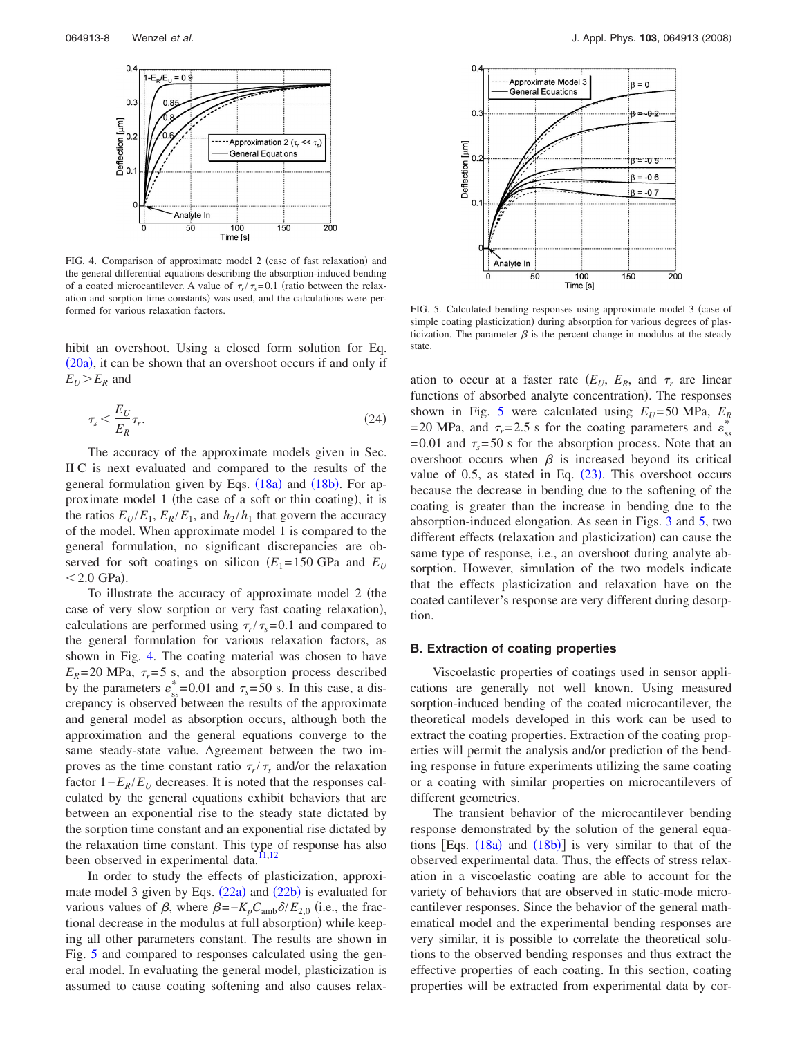FIG. 4. Comparison of approximate model 2 (case of fast relaxation) and the general differential equations describing the absorption-induced bending of a coated microcantilever. A value of $\tau_r/\tau_s=0.1$ (ratio between the relaxation and sorption time constants) was used, and the calculations were performed for various relaxation factors.

hibit an overshoot. Using a closed form solution for Eq. (20a), it can be shown that an overshoot occurs if and only if $E_U > E_R$ and

$$\tau_s < \frac{E_U}{E_R}\tau_r. \tag{24}$$

The accuracy of the approximate models given in Sec. II C is next evaluated and compared to the results of the general formulation given by Eqs. (18a) and (18b). For approximate model 1 (the case of a soft or thin coating), it is the ratios $E_U/E_1$, $E_R/E_1$, and $h_2/h_1$ that govern the accuracy of the model. When approximate model 1 is compared to the general formulation, no significant discrepancies are observed for soft coatings on silicon ($E_1=150$ GPa and $E_U<2.0$ GPa).

To illustrate the accuracy of approximate model 2 (the case of very slow sorption or very fast coating relaxation), calculations are performed using $\tau_r/\tau_s=0.1$ and compared to the general formulation for various relaxation factors, as shown in Fig. 4. The coating material was chosen to have $E_R=20$ MPa, $\tau_r=5$ s, and the absorption process described by the parameters $\varepsilon_{ss}^*=0.01$ and $\tau_s=50$ s. In this case, a discrepancy is observed between the results of the approximate and general model as absorption occurs, although both the approximation and the general equations converge to the same steady-state value. Agreement between the two improves as the time constant ratio $\tau_r/\tau_s$ and/or the relaxation factor $1-E_R/E_U$ decreases. It is noted that the responses calculated by the general equations exhibit behaviors that are between an exponential rise to the steady state dictated by the sorption time constant and an exponential rise dictated by the relaxation time constant. This type of response has also been observed in experimental data.[11,12]

In order to study the effects of plasticization, approximate model 3 given by Eqs. (22a) and (22b) is evaluated for various values of $\beta$, where $\beta=-K_pC_{\text{amb}}\delta/E_{2,0}$ (i.e., the fractional decrease in the modulus at full absorption) while keeping all other parameters constant. The results are shown in Fig. 5 and compared to responses calculated using the general model. In evaluating the general model, plasticization is assumed to cause coating softening and also causes relaxation to occur at a faster rate ($E_U$, $E_R$, and $\tau_r$ are linear functions of absorbed analyte concentration). The responses shown in Fig. 5 were calculated using $E_U=50$ MPa, $E_R=20$ MPa, and $\tau_r=2.5$ s for the coating parameters and $\varepsilon_{ss}^*=0.01$ and $\tau_s=50$ s for the absorption process. Note that an overshoot occurs when $\beta$ is increased beyond its critical value of 0.5, as stated in Eq. (23). This overshoot occurs because the decrease in bending due to the softening of the coating is greater than the increase in bending due to the absorption-induced elongation. As seen in Figs. 3 and 5, two different effects (relaxation and plasticization) can cause the same type of response, i.e., an overshoot during analyte absorption. However, simulation of the two models indicate that the effects plasticization and relaxation have on the coated cantilever's response are very different during desorption.

FIG. 5. Calculated bending responses using approximate model 3 (case of simple coating plasticization) during absorption for various degrees of plasticization. The parameter $\beta$ is the percent change in modulus at the steady state.

### B. Extraction of coating properties

Viscoelastic properties of coatings used in sensor applications are generally not well known. Using measured sorption-induced bending of the coated microcantilever, the theoretical models developed in this work can be used to extract the coating properties. Extraction of the coating properties will permit the analysis and/or prediction of the bending response in future experiments utilizing the same coating or a coating with similar properties on microcantilevers of different geometries.

The transient behavior of the microcantilever bending response demonstrated by the solution of the general equations [Eqs. (18a) and (18b)] is very similar to that of the observed experimental data. Thus, the effects of stress relaxation in a viscoelastic coating are able to account for the variety of behaviors that are observed in static-mode microcantilever responses. Since the behavior of the general mathematical model and the experimental bending responses are very similar, it is possible to correlate the theoretical solutions to the observed bending responses and thus extract the effective properties of each coating. In this section, coating properties will be extracted from experimental data by cor-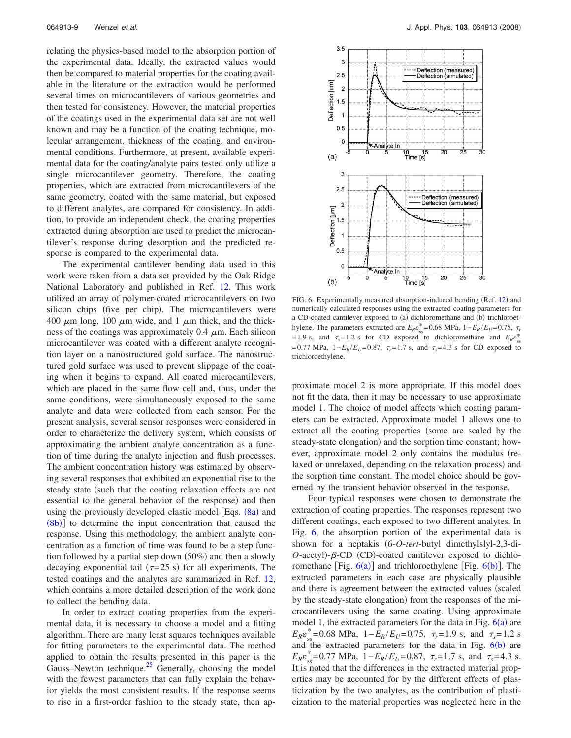relating the physics-based model to the absorption portion of the experimental data. Ideally, the extracted values would then be compared to material properties for the coating available in the literature or the extraction would be performed several times on microcantilevers of various geometries and then tested for consistency. However, the material properties of the coatings used in the experimental data set are not well known and may be a function of the coating technique, molecular arrangement, thickness of the coating, and environmental conditions. Furthermore, at present, available experimental data for the coating/analyte pairs tested only utilize a single microcantilever geometry. Therefore, the coating properties, which are extracted from microcantilevers of the same geometry, coated with the same material, but exposed to different analytes, are compared for consistency. In addition, to provide an independent check, the coating properties extracted during absorption are used to predict the microcantilever's response during desorption and the predicted response is compared to the experimental data.

The experimental cantilever bending data used in this work were taken from a data set provided by the Oak Ridge National Laboratory and published in Ref. 12. This work utilized an array of polymer-coated microcantilevers on two silicon chips (five per chip). The microcantilevers were 400 $\mu$m long, 100 $\mu$m wide, and 1 $\mu$m thick, and the thickness of the coatings was approximately 0.4 $\mu$m. Each silicon microcantilever was coated with a different analyte recognition layer on a nanostructured gold surface. The nanostructured gold surface was used to prevent slippage of the coating when it begins to expand. All coated microcantilevers, which are placed in the same flow cell and, thus, under the same conditions, were simultaneously exposed to the same analyte and data were collected from each sensor. For the present analysis, several sensor responses were considered in order to characterize the delivery system, which consists of approximating the ambient analyte concentration as a function of time during the analyte injection and flush processes. The ambient concentration history was estimated by observing several responses that exhibited an exponential rise to the steady state (such that the coating relaxation effects are not essential to the general behavior of the response) and then using the previously developed elastic model [Eqs. (8a) and (8b)] to determine the input concentration that caused the response. Using this methodology, the ambient analyte concentration as a function of time was found to be a step function followed by a partial step down (50%) and then a slowly decaying exponential tail ($\tau$=25 s) for all experiments. The tested coatings and the analytes are summarized in Ref. 12, which contains a more detailed description of the work done to collect the bending data.

In order to extract coating properties from the experimental data, it is necessary to choose a model and a fitting algorithm. There are many least squares techniques available for fitting parameters to the experimental data. The method applied to obtain the results presented in this paper is the Gauss–Newton technique.[25] Generally, choosing the model with the fewest parameters that can fully explain the behavior yields the most consistent results. If the response seems to rise in a first-order fashion to the steady state, then approximate model 2 is more appropriate. If this model does not fit the data, then it may be necessary to use approximate model 1. The choice of model affects which coating parameters can be extracted. Approximate model 1 allows one to extract all the coating properties (some are scaled by the steady-state elongation) and the sorption time constant; however, approximate model 2 only contains the modulus (relaxed or unrelaxed, depending on the relaxation process) and the sorption time constant. The model choice should be governed by the transient behavior observed in the response.

FIG. 6. Experimentally measured absorption-induced bending (Ref. 12) and numerically calculated responses using the extracted coating parameters for a CD-coated cantilever exposed to (a) dichloromethane and (b) trichloroethylene. The parameters extracted are $E_R\varepsilon^*_{ss}$=0.68 MPa, $1-E_R/E_U$=0.75, $\tau_r$=1.9 s, and $\tau_s$=1.2 s for CD exposed to dichloromethane and $E_R\varepsilon^*_{ss}$=0.77 MPa, $1-E_R/E_U$=0.87, $\tau_r$=1.7 s, and $\tau_s$=4.3 s for CD exposed to trichloroethylene.

Four typical responses were chosen to demonstrate the extraction of coating properties. The responses represent two different coatings, each exposed to two different analytes. In Fig. 6, the absorption portion of the experimental data is shown for a heptakis (6-*O*-*tert*-butyl dimethylslyl-2,3-di-*O*-acetyl)-$\beta$-CD (CD)-coated cantilever exposed to dichloromethane [Fig. 6(a)] and trichloroethylene [Fig. 6(b)]. The extracted parameters in each case are physically plausible and there is agreement between the extracted values (scaled by the steady-state elongation) from the responses of the microcantilevers using the same coating. Using approximate model 1, the extracted parameters for the data in Fig. 6(a) are $E_R\varepsilon^*_{ss}$=0.68 MPa, $1-E_R/E_U$=0.75, $\tau_r$=1.9 s, and $\tau_s$=1.2 s and the extracted parameters for the data in Fig. 6(b) are $E_R\varepsilon^*_{ss}$=0.77 MPa, $1-E_R/E_U$=0.87, $\tau_r$=1.7 s, and $\tau_s$=4.3 s. It is noted that the differences in the extracted material properties may be accounted for by the different effects of plasticization by the two analytes, as the contribution of plasticization to the material properties was neglected here in the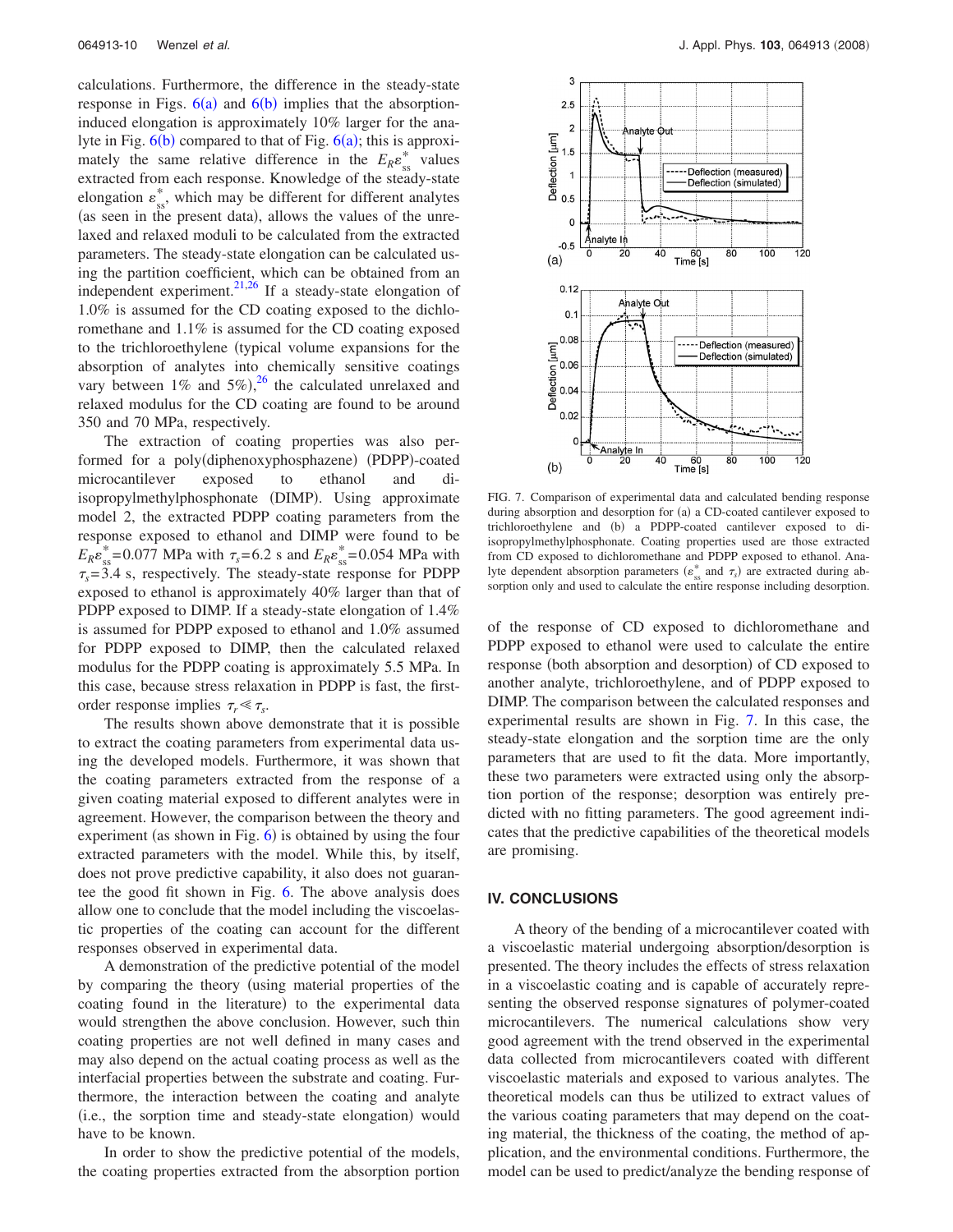calculations. Furthermore, the difference in the steady-state response in Figs. 6(a) and 6(b) implies that the absorption-induced elongation is approximately 10% larger for the analyte in Fig. 6(b) compared to that of Fig. 6(a); this is approximately the same relative difference in the $E_R\varepsilon^*_{ss}$ values extracted from each response. Knowledge of the steady-state elongation $\varepsilon^*_{ss}$, which may be different for different analytes (as seen in the present data), allows the values of the unrelaxed and relaxed moduli to be calculated from the extracted parameters. The steady-state elongation can be calculated using the partition coefficient, which can be obtained from an independent experiment.[21,26] If a steady-state elongation of 1.0% is assumed for the CD coating exposed to the dichloromethane and 1.1% is assumed for the CD coating exposed to the trichloroethylene (typical volume expansions for the absorption of analytes into chemically sensitive coatings vary between 1% and 5%),[26] the calculated unrelaxed and relaxed modulus for the CD coating are found to be around 350 and 70 MPa, respectively.

The extraction of coating properties was also performed for a poly(diphenoxyphosphazene) (PDPP)-coated microcantilever exposed to ethanol and diisopropylmethylphosphonate (DIMP). Using approximate model 2, the extracted PDPP coating parameters from the response exposed to ethanol and DIMP were found to be $E_R\varepsilon^*_{ss}=0.077$ MPa with $\tau_s=6.2$ s and $E_R\varepsilon^*_{ss}=0.054$ MPa with $\tau_s=3.4$ s, respectively. The steady-state response for PDPP exposed to ethanol is approximately 40% larger than that of PDPP exposed to DIMP. If a steady-state elongation of 1.4% is assumed for PDPP exposed to ethanol and 1.0% assumed for PDPP exposed to DIMP, then the calculated relaxed modulus for the PDPP coating is approximately 5.5 MPa. In this case, because stress relaxation in PDPP is fast, the first-order response implies $\tau_r \ll \tau_s$.

The results shown above demonstrate that it is possible to extract the coating parameters from experimental data using the developed models. Furthermore, it was shown that the coating parameters extracted from the response of a given coating material exposed to different analytes were in agreement. However, the comparison between the theory and experiment (as shown in Fig. 6) is obtained by using the four extracted parameters with the model. While this, by itself, does not prove predictive capability, it also does not guarantee the good fit shown in Fig. 6. The above analysis does allow one to conclude that the model including the viscoelastic properties of the coating can account for the different responses observed in experimental data.

A demonstration of the predictive potential of the model by comparing the theory (using material properties of the coating found in the literature) to the experimental data would strengthen the above conclusion. However, such thin coating properties are not well defined in many cases and may also depend on the actual coating process as well as the interfacial properties between the substrate and coating. Furthermore, the interaction between the coating and analyte (i.e., the sorption time and steady-state elongation) would have to be known.

In order to show the predictive potential of the models, the coating properties extracted from the absorption portion of the response of CD exposed to dichloromethane and PDPP exposed to ethanol were used to calculate the entire response (both absorption and desorption) of CD exposed to another analyte, trichloroethylene, and of PDPP exposed to DIMP. The comparison between the calculated responses and experimental results are shown in Fig. 7. In this case, the steady-state elongation and the sorption time are the only parameters that are used to fit the data. More importantly, these two parameters were extracted using only the absorption portion of the response; desorption was entirely predicted with no fitting parameters. The good agreement indicates that the predictive capabilities of the theoretical models are promising.

FIG. 7. Comparison of experimental data and calculated bending response during absorption and desorption for (a) a CD-coated cantilever exposed to trichloroethylene and (b) a PDPP-coated cantilever exposed to diisopropylmethylphosphonate. Coating properties used are those extracted from CD exposed to dichloromethane and PDPP exposed to ethanol. Analyte dependent absorption parameters ($\varepsilon^*_{ss}$ and $\tau_s$) are extracted during absorption only and used to calculate the entire response including desorption.

## IV. CONCLUSIONS

A theory of the bending of a microcantilever coated with a viscoelastic material undergoing absorption/desorption is presented. The theory includes the effects of stress relaxation in a viscoelastic coating and is capable of accurately representing the observed response signatures of polymer-coated microcantilevers. The numerical calculations show very good agreement with the trend observed in the experimental data collected from microcantilevers coated with different viscoelastic materials and exposed to various analytes. The theoretical models can thus be utilized to extract values of the various coating parameters that may depend on the coating material, the thickness of the coating, the method of application, and the environmental conditions. Furthermore, the model can be used to predict/analyze the bending response of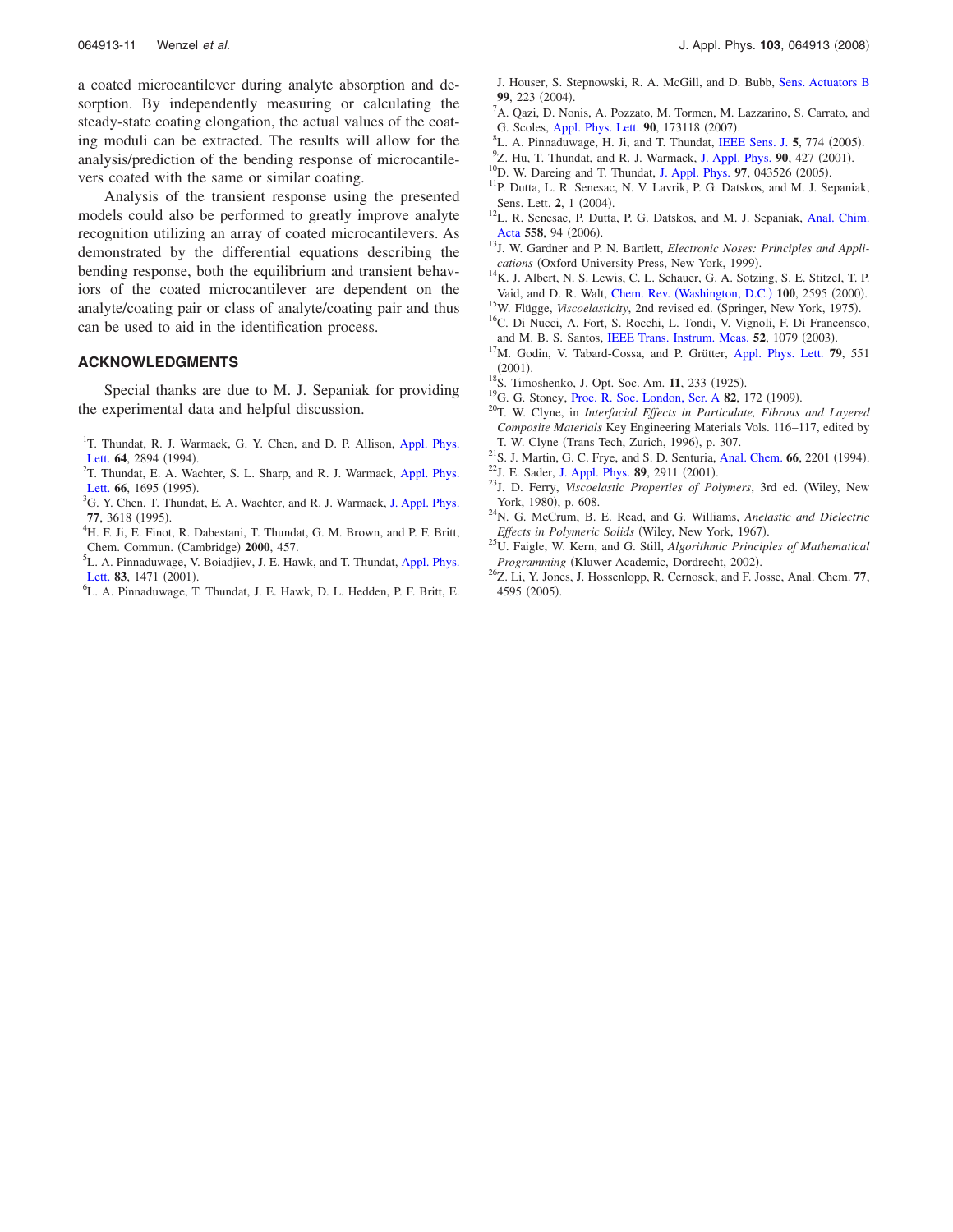a coated microcantilever during analyte absorption and desorption. By independently measuring or calculating the steady-state coating elongation, the actual values of the coating moduli can be extracted. The results will allow for the analysis/prediction of the bending response of microcantilevers coated with the same or similar coating.

Analysis of the transient response using the presented models could also be performed to greatly improve analyte recognition utilizing an array of coated microcantilevers. As demonstrated by the differential equations describing the bending response, both the equilibrium and transient behaviors of the coated microcantilever are dependent on the analyte/coating pair or class of analyte/coating pair and thus can be used to aid in the identification process.

## ACKNOWLEDGMENTS

Special thanks are due to M. J. Sepaniak for providing the experimental data and helpful discussion.

[1] T. Thundat, R. J. Warmack, G. Y. Chen, and D. P. Allison, Appl. Phys. Lett. **64**, 2894 (1994).

[2] T. Thundat, E. A. Wachter, S. L. Sharp, and R. J. Warmack, Appl. Phys. Lett. **66**, 1695 (1995).

[3] G. Y. Chen, T. Thundat, E. A. Wachter, and R. J. Warmack, J. Appl. Phys. **77**, 3618 (1995).

[4] H. F. Ji, E. Finot, R. Dabestani, T. Thundat, G. M. Brown, and P. F. Britt, Chem. Commun. (Cambridge) **2000**, 457.

[5] L. A. Pinnaduwage, V. Boiadjiev, J. E. Hawk, and T. Thundat, Appl. Phys. Lett. **83**, 1471 (2001).

[6] L. A. Pinnaduwage, T. Thundat, J. E. Hawk, D. L. Hedden, P. F. Britt, E. J. Houser, S. Stepnowski, R. A. McGill, and D. Bubb, Sens. Actuators B **99**, 223 (2004).

[7] A. Qazi, D. Nonis, A. Pozzato, M. Tormen, M. Lazzarino, S. Carrato, and G. Scoles, Appl. Phys. Lett. **90**, 173118 (2007).

[8] L. A. Pinnaduwage, H. Ji, and T. Thundat, IEEE Sens. J. **5**, 774 (2005).

[9] Z. Hu, T. Thundat, and R. J. Warmack, J. Appl. Phys. **90**, 427 (2001).

[10] D. W. Dareing and T. Thundat, J. Appl. Phys. **97**, 043526 (2005).

[11] P. Dutta, L. R. Senesac, N. V. Lavrik, P. G. Datskos, and M. J. Sepaniak, Sens. Lett. **2**, 1 (2004).

[12] L. R. Senesac, P. Dutta, P. G. Datskos, and M. J. Sepaniak, Anal. Chim. Acta **558**, 94 (2006).

[13] J. W. Gardner and P. N. Bartlett, *Electronic Noses: Principles and Applications* (Oxford University Press, New York, 1999).

[14] K. J. Albert, N. S. Lewis, C. L. Schauer, G. A. Sotzing, S. E. Stitzel, T. P. Vaid, and D. R. Walt, Chem. Rev. (Washington, D.C.) **100**, 2595 (2000).

[15] W. Flügge, *Viscoelasticity*, 2nd revised ed. (Springer, New York, 1975).

[16] C. Di Nucci, A. Fort, S. Rocchi, L. Tondi, V. Vignoli, F. Di Francensco, and M. B. S. Santos, IEEE Trans. Instrum. Meas. **52**, 1079 (2003).

[17] M. Godin, V. Tabard-Cossa, and P. Grütter, Appl. Phys. Lett. **79**, 551 (2001).

[18] S. Timoshenko, J. Opt. Soc. Am. **11**, 233 (1925).

[19] G. G. Stoney, Proc. R. Soc. London, Ser. A **82**, 172 (1909).

[20] T. W. Clyne, in *Interfacial Effects in Particulate, Fibrous and Layered Composite Materials* Key Engineering Materials Vols. 116–117, edited by T. W. Clyne (Trans Tech, Zurich, 1996), p. 307.

[21] S. J. Martin, G. C. Frye, and S. D. Senturia, Anal. Chem. **66**, 2201 (1994).

[22] J. E. Sader, J. Appl. Phys. **89**, 2911 (2001).

[23] J. D. Ferry, *Viscoelastic Properties of Polymers*, 3rd ed. (Wiley, New York, 1980), p. 608.

[24] N. G. McCrum, B. E. Read, and G. Williams, *Anelastic and Dielectric Effects in Polymeric Solids* (Wiley, New York, 1967).

[25] U. Faigle, W. Kern, and G. Still, *Algorithmic Principles of Mathematical Programming* (Kluwer Academic, Dordrecht, 2002).

[26] Z. Li, Y. Jones, J. Hossenlopp, R. Cernosek, and F. Josse, Anal. Chem. **77**, 4595 (2005).